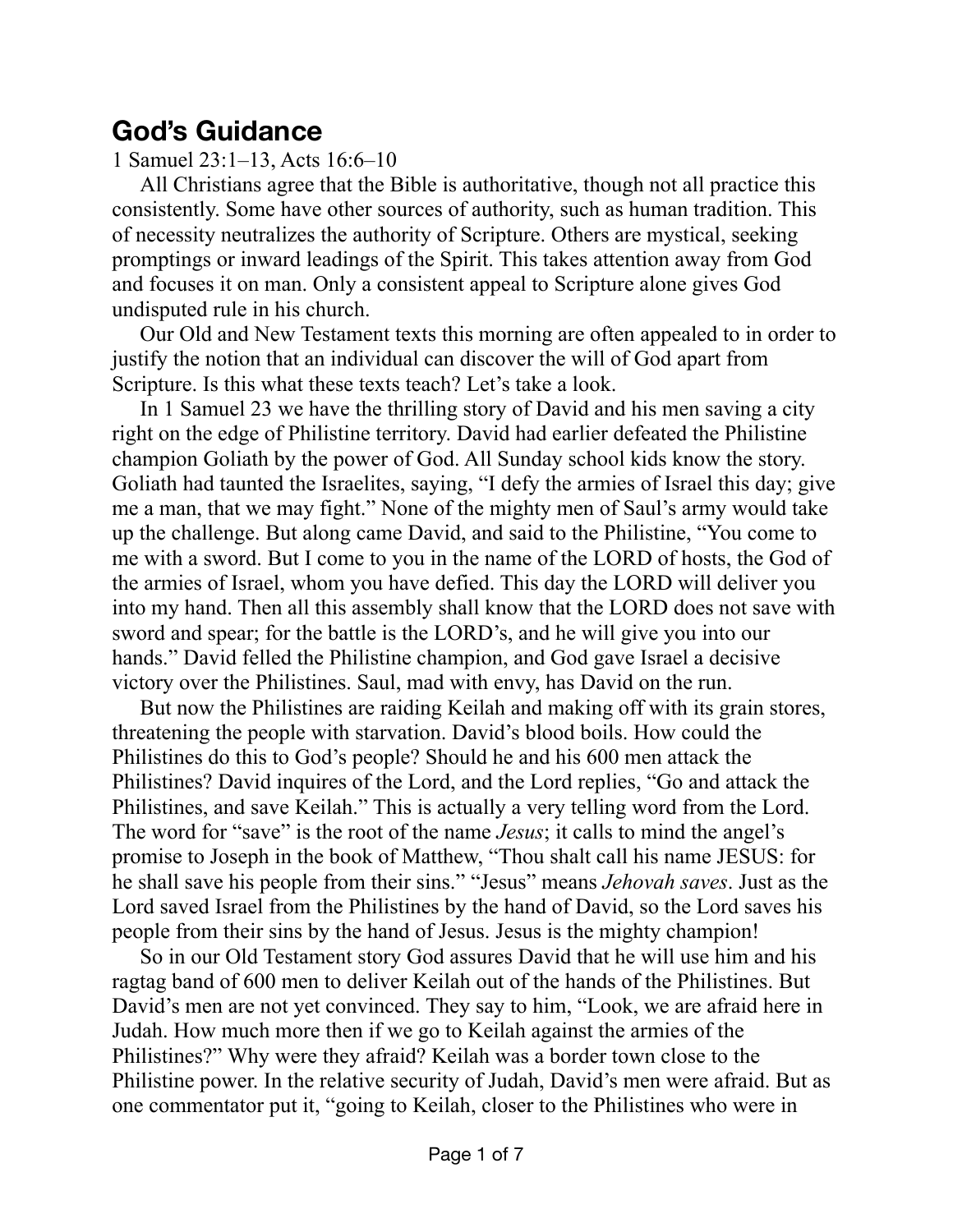# God’s Guidance

1 Samuel 23:1–13, Acts 16:6–10

All Christians agree that the Bible is authoritative, though not all practice this consistently. Some have other sources of authority, such as human tradition. This of necessity neutralizes the authority of Scripture. Others are mystical, seeking promptings or inward leadings of the Spirit. This takes attention away from God and focuses it on man. Only a consistent appeal to Scripture alone gives God undisputed rule in his church.

Our Old and New Testament texts this morning are often appealed to in order to justify the notion that an individual can discover the will of God apart from Scripture. Is this what these texts teach? Let’s take a look.

In 1 Samuel 23 we have the thrilling story of David and his men saving a city right on the edge of Philistine territory. David had earlier defeated the Philistine champion Goliath by the power of God. All Sunday school kids know the story. Goliath had taunted the Israelites, saying, “I defy the armies of Israel this day; give me a man, that we may fight.” None of the mighty men of Saul’s army would take up the challenge. But along came David, and said to the Philistine, “You come to me with a sword. But I come to you in the name of the LORD of hosts, the God of the armies of Israel, whom you have defied. This day the LORD will deliver you into my hand. Then all this assembly shall know that the LORD does not save with sword and spear; for the battle is the LORD’s, and he will give you into our hands.” David felled the Philistine champion, and God gave Israel a decisive victory over the Philistines. Saul, mad with envy, has David on the run.

But now the Philistines are raiding Keilah and making off with its grain stores, threatening the people with starvation. David’s blood boils. How could the Philistines do this to God’s people? Should he and his 600 men attack the Philistines? David inquires of the Lord, and the Lord replies, “Go and attack the Philistines, and save Keilah.” This is actually a very telling word from the Lord. The word for “save” is the root of the name *Jesus*; it calls to mind the angel’s promise to Joseph in the book of Matthew, “Thou shalt call his name JESUS: for he shall save his people from their sins.” “Jesus” means *Jehovah saves*. Just as the Lord saved Israel from the Philistines by the hand of David, so the Lord saves his people from their sins by the hand of Jesus. Jesus is the mighty champion!

So in our Old Testament story God assures David that he will use him and his ragtag band of 600 men to deliver Keilah out of the hands of the Philistines. But David’s men are not yet convinced. They say to him, “Look, we are afraid here in Judah. How much more then if we go to Keilah against the armies of the Philistines?” Why were they afraid? Keilah was a border town close to the Philistine power. In the relative security of Judah, David’s men were afraid. But as one commentator put it, “going to Keilah, closer to the Philistines who were in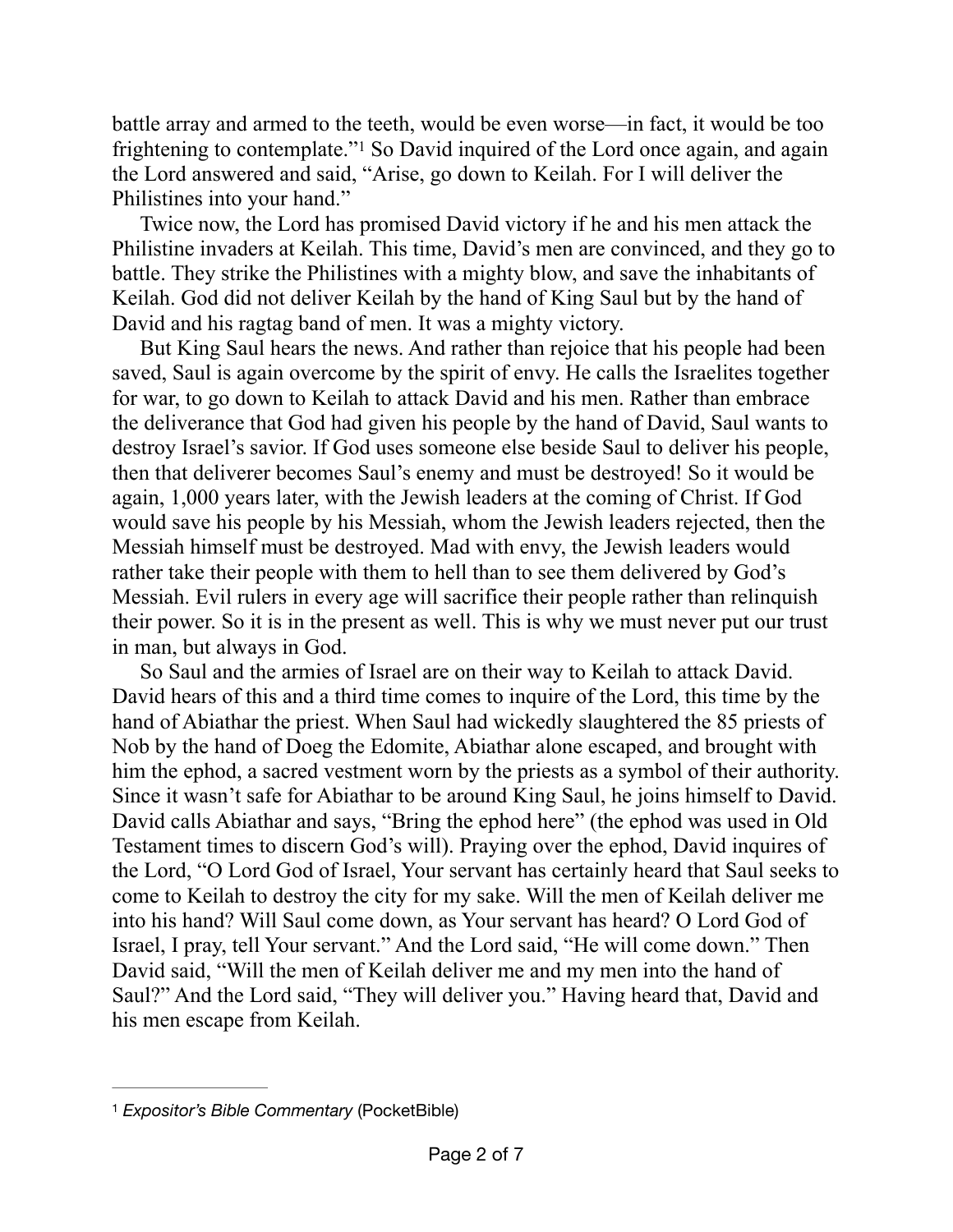battle array and armed to the teeth, would be even worse—in fact, it would be too frightening to contemplate."[1] So David inquired of the Lord once again, and again the Lord answered and said, "Arise, go down to Keilah. For I will deliver the Philistines into your hand."

Twice now, the Lord has promised David victory if he and his men attack the Philistine invaders at Keilah. This time, David's men are convinced, and they go to battle. They strike the Philistines with a mighty blow, and save the inhabitants of Keilah. God did not deliver Keilah by the hand of King Saul but by the hand of David and his ragtag band of men. It was a mighty victory.

But King Saul hears the news. And rather than rejoice that his people had been saved, Saul is again overcome by the spirit of envy. He calls the Israelites together for war, to go down to Keilah to attack David and his men. Rather than embrace the deliverance that God had given his people by the hand of David, Saul wants to destroy Israel's savior. If God uses someone else beside Saul to deliver his people, then that deliverer becomes Saul's enemy and must be destroyed! So it would be again, 1,000 years later, with the Jewish leaders at the coming of Christ. If God would save his people by his Messiah, whom the Jewish leaders rejected, then the Messiah himself must be destroyed. Mad with envy, the Jewish leaders would rather take their people with them to hell than to see them delivered by God's Messiah. Evil rulers in every age will sacrifice their people rather than relinquish their power. So it is in the present as well. This is why we must never put our trust in man, but always in God.

So Saul and the armies of Israel are on their way to Keilah to attack David. David hears of this and a third time comes to inquire of the Lord, this time by the hand of Abiathar the priest. When Saul had wickedly slaughtered the 85 priests of Nob by the hand of Doeg the Edomite, Abiathar alone escaped, and brought with him the ephod, a sacred vestment worn by the priests as a symbol of their authority. Since it wasn't safe for Abiathar to be around King Saul, he joins himself to David. David calls Abiathar and says, "Bring the ephod here" (the ephod was used in Old Testament times to discern God's will). Praying over the ephod, David inquires of the Lord, "O Lord God of Israel, Your servant has certainly heard that Saul seeks to come to Keilah to destroy the city for my sake. Will the men of Keilah deliver me into his hand? Will Saul come down, as Your servant has heard? O Lord God of Israel, I pray, tell Your servant." And the Lord said, "He will come down." Then David said, "Will the men of Keilah deliver me and my men into the hand of Saul?" And the Lord said, "They will deliver you." Having heard that, David and his men escape from Keilah.

---

[1] *Expositor's Bible Commentary* (PocketBible)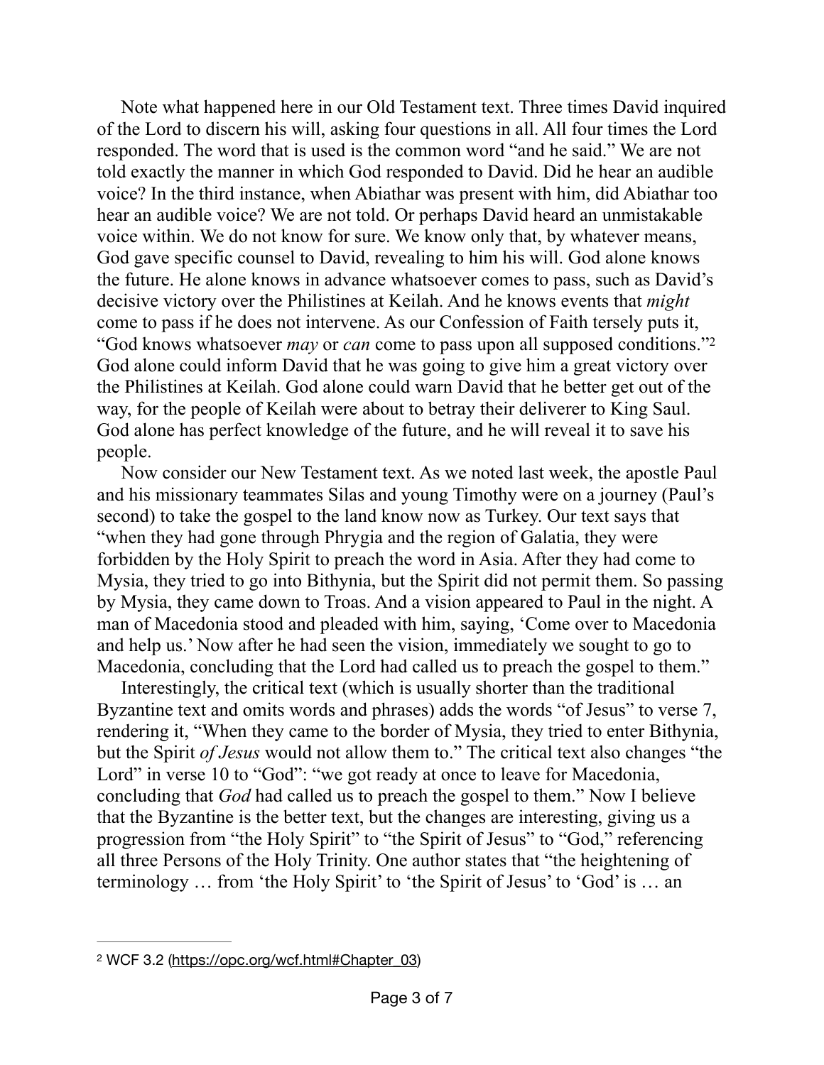Note what happened here in our Old Testament text. Three times David inquired of the Lord to discern his will, asking four questions in all. All four times the Lord responded. The word that is used is the common word "and he said." We are not told exactly the manner in which God responded to David. Did he hear an audible voice? In the third instance, when Abiathar was present with him, did Abiathar too hear an audible voice? We are not told. Or perhaps David heard an unmistakable voice within. We do not know for sure. We know only that, by whatever means, God gave specific counsel to David, revealing to him his will. God alone knows the future. He alone knows in advance whatsoever comes to pass, such as David's decisive victory over the Philistines at Keilah. And he knows events that *might* come to pass if he does not intervene. As our Confession of Faith tersely puts it, "God knows whatsoever *may* or *can* come to pass upon all supposed conditions."[2] God alone could inform David that he was going to give him a great victory over the Philistines at Keilah. God alone could warn David that he better get out of the way, for the people of Keilah were about to betray their deliverer to King Saul. God alone has perfect knowledge of the future, and he will reveal it to save his people.

Now consider our New Testament text. As we noted last week, the apostle Paul and his missionary teammates Silas and young Timothy were on a journey (Paul's second) to take the gospel to the land know now as Turkey. Our text says that "when they had gone through Phrygia and the region of Galatia, they were forbidden by the Holy Spirit to preach the word in Asia. After they had come to Mysia, they tried to go into Bithynia, but the Spirit did not permit them. So passing by Mysia, they came down to Troas. And a vision appeared to Paul in the night. A man of Macedonia stood and pleaded with him, saying, 'Come over to Macedonia and help us.' Now after he had seen the vision, immediately we sought to go to Macedonia, concluding that the Lord had called us to preach the gospel to them."

Interestingly, the critical text (which is usually shorter than the traditional Byzantine text and omits words and phrases) adds the words "of Jesus" to verse 7, rendering it, "When they came to the border of Mysia, they tried to enter Bithynia, but the Spirit *of Jesus* would not allow them to." The critical text also changes "the Lord" in verse 10 to "God": "we got ready at once to leave for Macedonia, concluding that *God* had called us to preach the gospel to them." Now I believe that the Byzantine is the better text, but the changes are interesting, giving us a progression from "the Holy Spirit" to "the Spirit of Jesus" to "God," referencing all three Persons of the Holy Trinity. One author states that "the heightening of terminology … from 'the Holy Spirit' to 'the Spirit of Jesus' to 'God' is … an

---

[2] WCF 3.2 (https://opc.org/wcf.html#Chapter_03)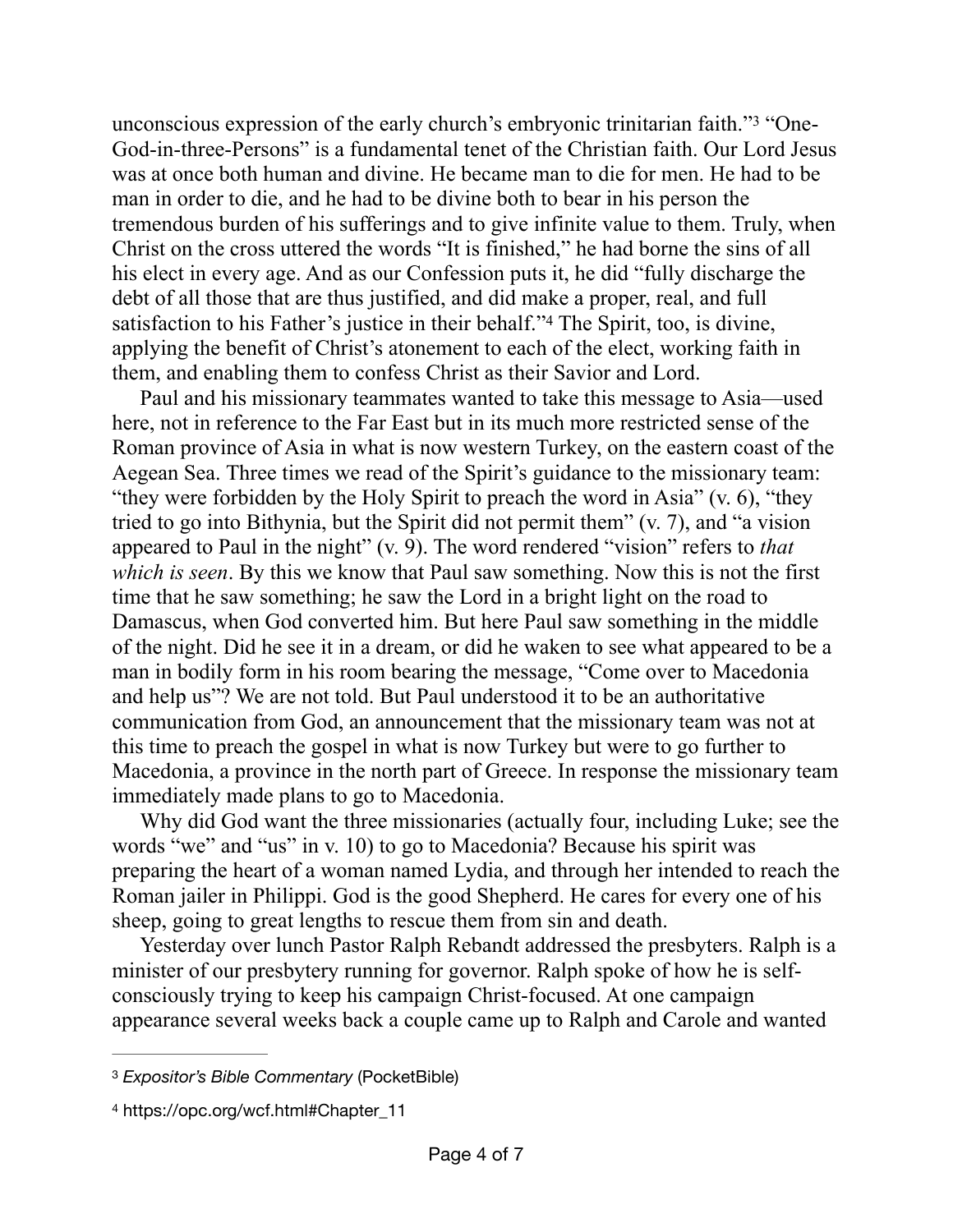unconscious expression of the early church's embryonic trinitarian faith."[3] "One-God-in-three-Persons" is a fundamental tenet of the Christian faith. Our Lord Jesus was at once both human and divine. He became man to die for men. He had to be man in order to die, and he had to be divine both to bear in his person the tremendous burden of his sufferings and to give infinite value to them. Truly, when Christ on the cross uttered the words "It is finished," he had borne the sins of all his elect in every age. And as our Confession puts it, he did "fully discharge the debt of all those that are thus justified, and did make a proper, real, and full satisfaction to his Father's justice in their behalf."[4] The Spirit, too, is divine, applying the benefit of Christ's atonement to each of the elect, working faith in them, and enabling them to confess Christ as their Savior and Lord.

Paul and his missionary teammates wanted to take this message to Asia—used here, not in reference to the Far East but in its much more restricted sense of the Roman province of Asia in what is now western Turkey, on the eastern coast of the Aegean Sea. Three times we read of the Spirit's guidance to the missionary team: "they were forbidden by the Holy Spirit to preach the word in Asia" (v. 6), "they tried to go into Bithynia, but the Spirit did not permit them" (v. 7), and "a vision appeared to Paul in the night" (v. 9). The word rendered "vision" refers to *that which is seen*. By this we know that Paul saw something. Now this is not the first time that he saw something; he saw the Lord in a bright light on the road to Damascus, when God converted him. But here Paul saw something in the middle of the night. Did he see it in a dream, or did he waken to see what appeared to be a man in bodily form in his room bearing the message, "Come over to Macedonia and help us"? We are not told. But Paul understood it to be an authoritative communication from God, an announcement that the missionary team was not at this time to preach the gospel in what is now Turkey but were to go further to Macedonia, a province in the north part of Greece. In response the missionary team immediately made plans to go to Macedonia.

Why did God want the three missionaries (actually four, including Luke; see the words "we" and "us" in v. 10) to go to Macedonia? Because his spirit was preparing the heart of a woman named Lydia, and through her intended to reach the Roman jailer in Philippi. God is the good Shepherd. He cares for every one of his sheep, going to great lengths to rescue them from sin and death.

Yesterday over lunch Pastor Ralph Rebandt addressed the presbyters. Ralph is a minister of our presbytery running for governor. Ralph spoke of how he is self-consciously trying to keep his campaign Christ-focused. At one campaign appearance several weeks back a couple came up to Ralph and Carole and wanted

---

[3] *Expositor's Bible Commentary* (PocketBible)

[4] https://opc.org/wcf.html#Chapter_11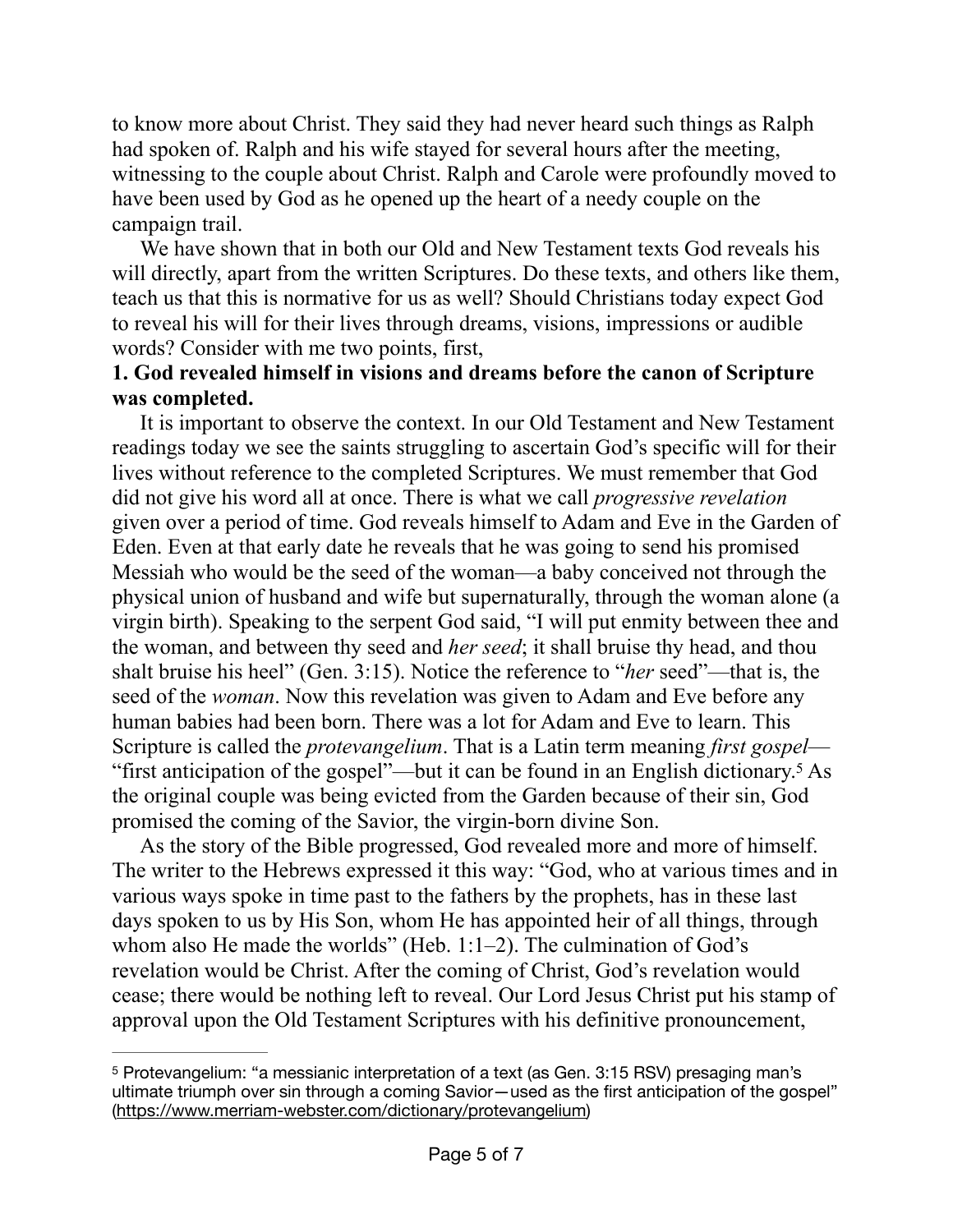to know more about Christ. They said they had never heard such things as Ralph had spoken of. Ralph and his wife stayed for several hours after the meeting, witnessing to the couple about Christ. Ralph and Carole were profoundly moved to have been used by God as he opened up the heart of a needy couple on the campaign trail.

We have shown that in both our Old and New Testament texts God reveals his will directly, apart from the written Scriptures. Do these texts, and others like them, teach us that this is normative for us as well? Should Christians today expect God to reveal his will for their lives through dreams, visions, impressions or audible words? Consider with me two points, first,

**1. God revealed himself in visions and dreams before the canon of Scripture was completed.**

It is important to observe the context. In our Old Testament and New Testament readings today we see the saints struggling to ascertain God's specific will for their lives without reference to the completed Scriptures. We must remember that God did not give his word all at once. There is what we call *progressive revelation* given over a period of time. God reveals himself to Adam and Eve in the Garden of Eden. Even at that early date he reveals that he was going to send his promised Messiah who would be the seed of the woman—a baby conceived not through the physical union of husband and wife but supernaturally, through the woman alone (a virgin birth). Speaking to the serpent God said, "I will put enmity between thee and the woman, and between thy seed and *her seed*; it shall bruise thy head, and thou shalt bruise his heel" (Gen. 3:15). Notice the reference to "*her* seed"—that is, the seed of the *woman*. Now this revelation was given to Adam and Eve before any human babies had been born. There was a lot for Adam and Eve to learn. This Scripture is called the *protevangelium*. That is a Latin term meaning *first gospel*—"first anticipation of the gospel"—but it can be found in an English dictionary.[5] As the original couple was being evicted from the Garden because of their sin, God promised the coming of the Savior, the virgin-born divine Son.

As the story of the Bible progressed, God revealed more and more of himself. The writer to the Hebrews expressed it this way: "God, who at various times and in various ways spoke in time past to the fathers by the prophets, has in these last days spoken to us by His Son, whom He has appointed heir of all things, through whom also He made the worlds" (Heb. 1:1–2). The culmination of God's revelation would be Christ. After the coming of Christ, God's revelation would cease; there would be nothing left to reveal. Our Lord Jesus Christ put his stamp of approval upon the Old Testament Scriptures with his definitive pronouncement,

---

[5] Protevangelium: "a messianic interpretation of a text (as Gen. 3:15 RSV) presaging man's ultimate triumph over sin through a coming Savior—used as the first anticipation of the gospel" (https://www.merriam-webster.com/dictionary/protevangelium)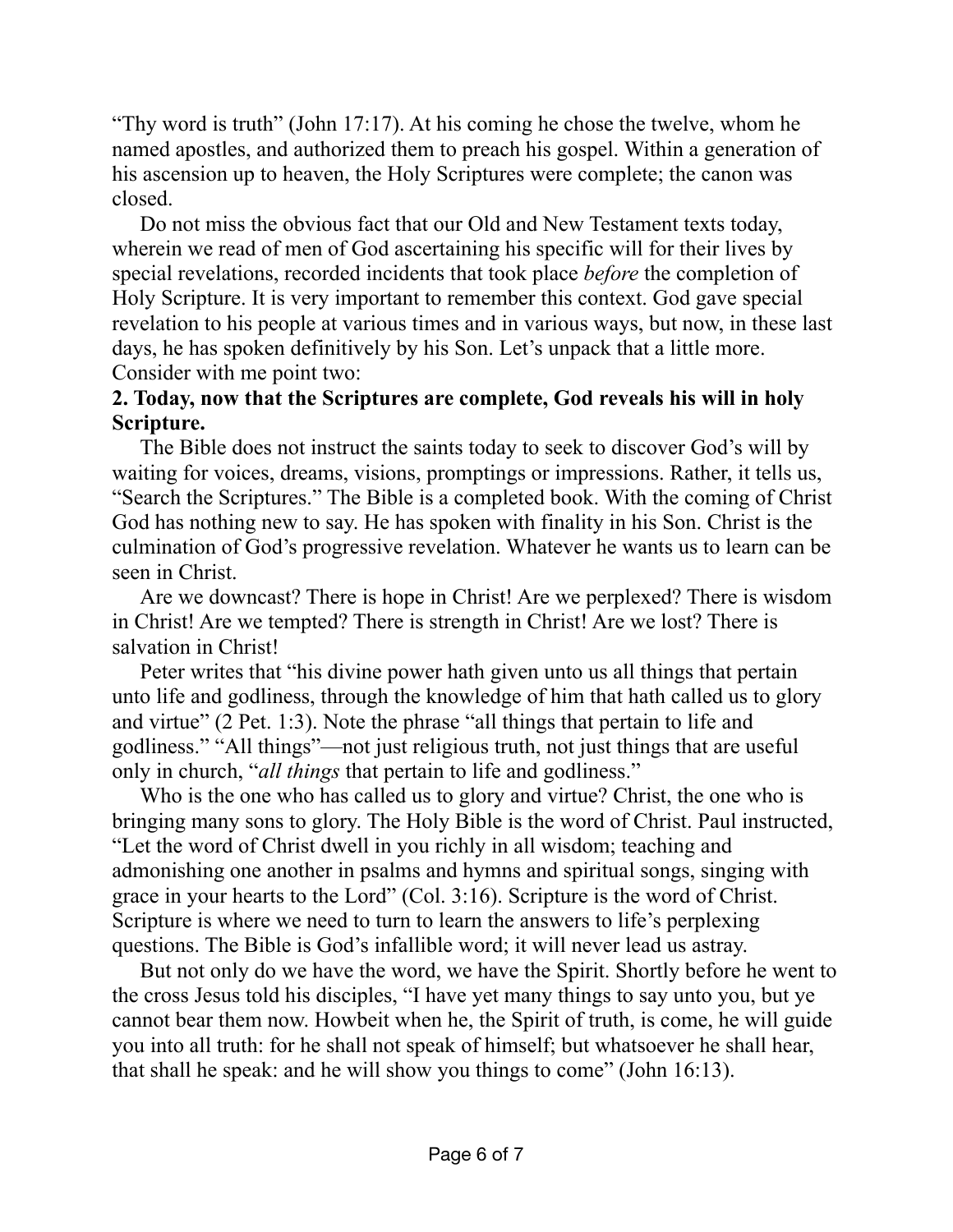"Thy word is truth" (John 17:17). At his coming he chose the twelve, whom he named apostles, and authorized them to preach his gospel. Within a generation of his ascension up to heaven, the Holy Scriptures were complete; the canon was closed.

Do not miss the obvious fact that our Old and New Testament texts today, wherein we read of men of God ascertaining his specific will for their lives by special revelations, recorded incidents that took place *before* the completion of Holy Scripture. It is very important to remember this context. God gave special revelation to his people at various times and in various ways, but now, in these last days, he has spoken definitively by his Son. Let's unpack that a little more. Consider with me point two:

**2. Today, now that the Scriptures are complete, God reveals his will in holy Scripture.**

The Bible does not instruct the saints today to seek to discover God's will by waiting for voices, dreams, visions, promptings or impressions. Rather, it tells us, "Search the Scriptures." The Bible is a completed book. With the coming of Christ God has nothing new to say. He has spoken with finality in his Son. Christ is the culmination of God's progressive revelation. Whatever he wants us to learn can be seen in Christ.

Are we downcast? There is hope in Christ! Are we perplexed? There is wisdom in Christ! Are we tempted? There is strength in Christ! Are we lost? There is salvation in Christ!

Peter writes that "his divine power hath given unto us all things that pertain unto life and godliness, through the knowledge of him that hath called us to glory and virtue" (2 Pet. 1:3). Note the phrase "all things that pertain to life and godliness." "All things"—not just religious truth, not just things that are useful only in church, "*all things* that pertain to life and godliness."

Who is the one who has called us to glory and virtue? Christ, the one who is bringing many sons to glory. The Holy Bible is the word of Christ. Paul instructed, "Let the word of Christ dwell in you richly in all wisdom; teaching and admonishing one another in psalms and hymns and spiritual songs, singing with grace in your hearts to the Lord" (Col. 3:16). Scripture is the word of Christ. Scripture is where we need to turn to learn the answers to life's perplexing questions. The Bible is God's infallible word; it will never lead us astray.

But not only do we have the word, we have the Spirit. Shortly before he went to the cross Jesus told his disciples, "I have yet many things to say unto you, but ye cannot bear them now. Howbeit when he, the Spirit of truth, is come, he will guide you into all truth: for he shall not speak of himself; but whatsoever he shall hear, that shall he speak: and he will show you things to come" (John 16:13).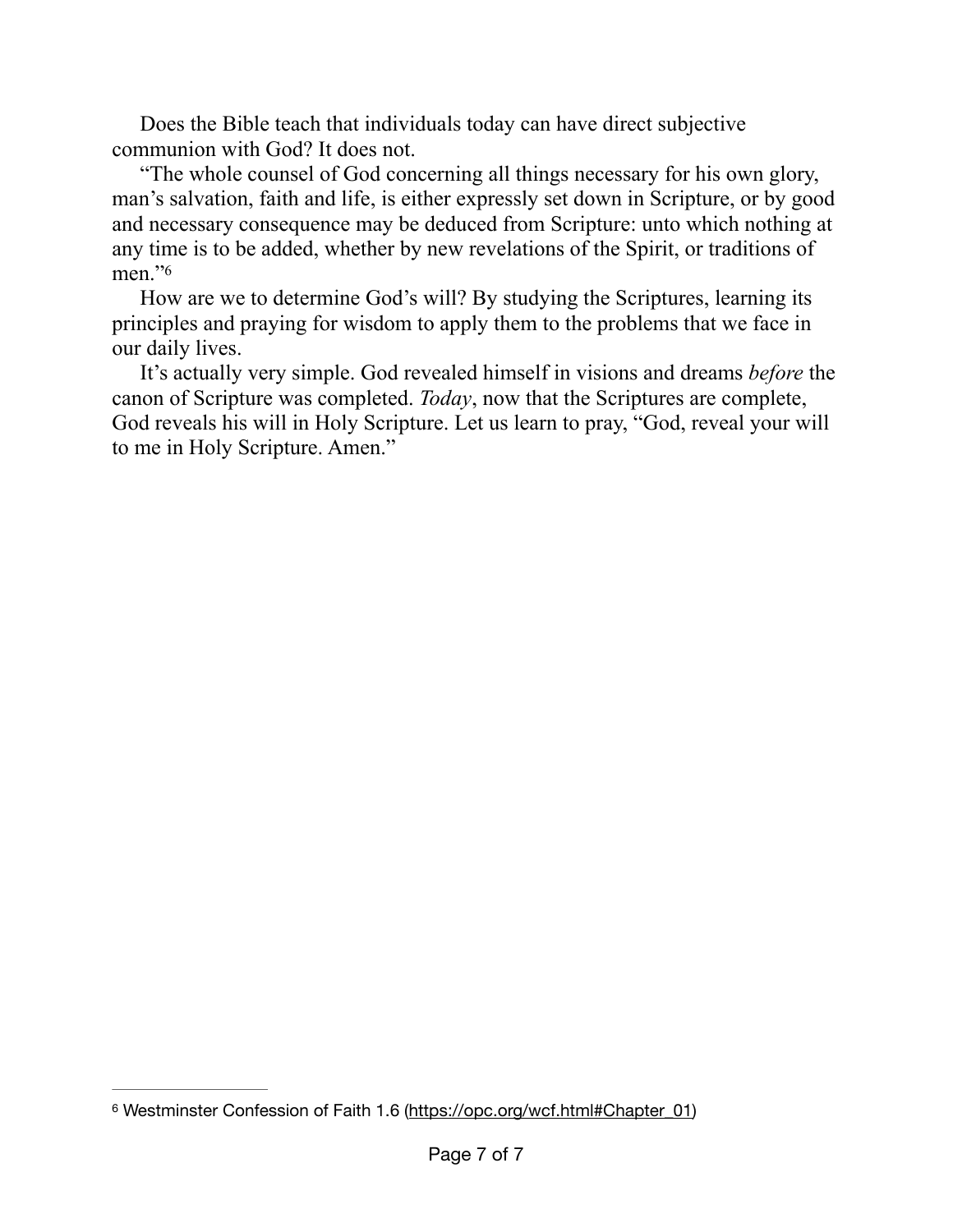Does the Bible teach that individuals today can have direct subjective communion with God? It does not.

"The whole counsel of God concerning all things necessary for his own glory, man's salvation, faith and life, is either expressly set down in Scripture, or by good and necessary consequence may be deduced from Scripture: unto which nothing at any time is to be added, whether by new revelations of the Spirit, or traditions of men."[6]

How are we to determine God's will? By studying the Scriptures, learning its principles and praying for wisdom to apply them to the problems that we face in our daily lives.

It's actually very simple. God revealed himself in visions and dreams *before* the canon of Scripture was completed. *Today*, now that the Scriptures are complete, God reveals his will in Holy Scripture. Let us learn to pray, "God, reveal your will to me in Holy Scripture. Amen."

---

[6] Westminster Confession of Faith 1.6 (https://opc.org/wcf.html#Chapter_01)